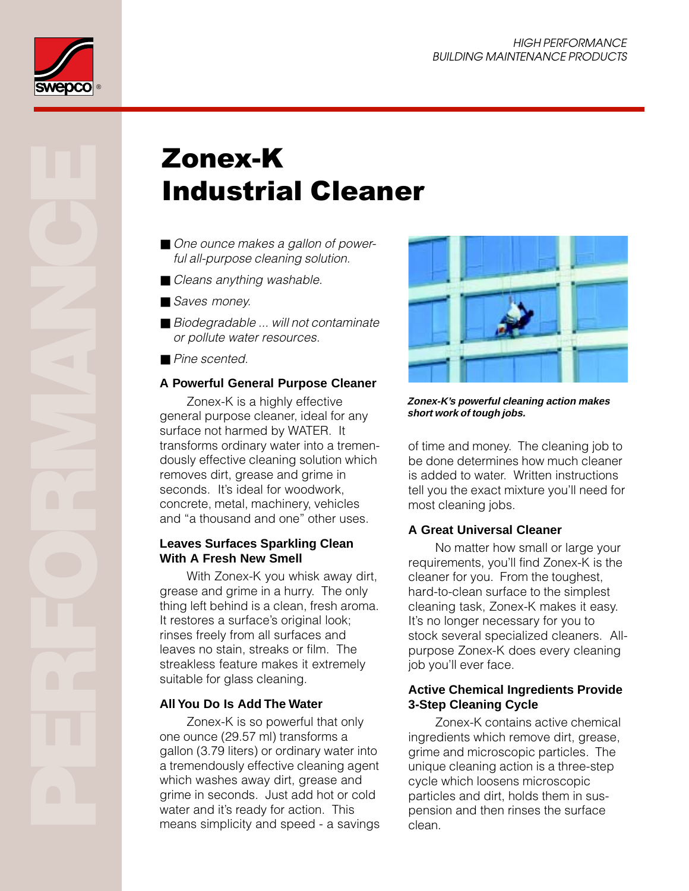HIGH PERFORMANCE
BUILDING MAINTENANCE PRODUCTS

# Zonex-K Industrial Cleaner

- *One ounce makes a gallon of powerful all-purpose cleaning solution.*
- *Cleans anything washable.*
- *Saves money.*
- *Biodegradable ... will not contaminate or pollute water resources.*
- *Pine scented.*

### A Powerful General Purpose Cleaner

Zonex-K is a highly effective general purpose cleaner, ideal for any surface not harmed by WATER. It transforms ordinary water into a tremendously effective cleaning solution which removes dirt, grease and grime in seconds. It's ideal for woodwork, concrete, metal, machinery, vehicles and "a thousand and one" other uses.

### Leaves Surfaces Sparkling Clean With A Fresh New Smell

With Zonex-K you whisk away dirt, grease and grime in a hurry. The only thing left behind is a clean, fresh aroma. It restores a surface's original look; rinses freely from all surfaces and leaves no stain, streaks or film. The streakless feature makes it extremely suitable for glass cleaning.

### All You Do Is Add The Water

Zonex-K is so powerful that only one ounce (29.57 ml) transforms a gallon (3.79 liters) or ordinary water into a tremendously effective cleaning agent which washes away dirt, grease and grime in seconds. Just add hot or cold water and it's ready for action. This means simplicity and speed - a savings of time and money. The cleaning job to be done determines how much cleaner is added to water. Written instructions tell you the exact mixture you'll need for most cleaning jobs.

***Zonex-K's powerful cleaning action makes short work of tough jobs.***

### A Great Universal Cleaner

No matter how small or large your requirements, you'll find Zonex-K is the cleaner for you. From the toughest, hard-to-clean surface to the simplest cleaning task, Zonex-K makes it easy. It's no longer necessary for you to stock several specialized cleaners. All-purpose Zonex-K does every cleaning job you'll ever face.

### Active Chemical Ingredients Provide 3-Step Cleaning Cycle

Zonex-K contains active chemical ingredients which remove dirt, grease, grime and microscopic particles. The unique cleaning action is a three-step cycle which loosens microscopic particles and dirt, holds them in suspension and then rinses the surface clean.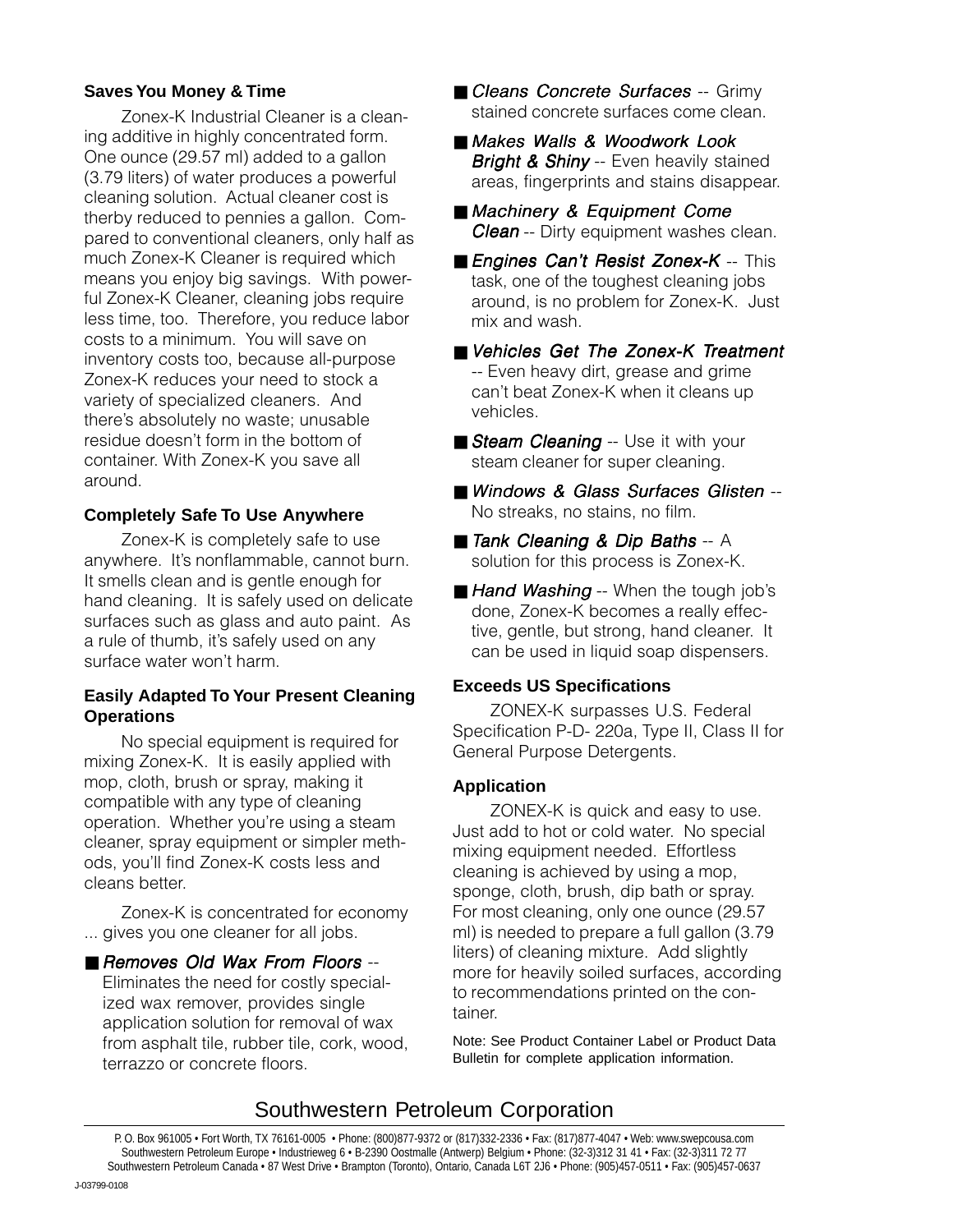### Saves You Money & Time

Zonex-K Industrial Cleaner is a cleaning additive in highly concentrated form. One ounce (29.57 ml) added to a gallon (3.79 liters) of water produces a powerful cleaning solution. Actual cleaner cost is therby reduced to pennies a gallon. Compared to conventional cleaners, only half as much Zonex-K Cleaner is required which means you enjoy big savings. With powerful Zonex-K Cleaner, cleaning jobs require less time, too. Therefore, you reduce labor costs to a minimum. You will save on inventory costs too, because all-purpose Zonex-K reduces your need to stock a variety of specialized cleaners. And there's absolutely no waste; unusable residue doesn't form in the bottom of container. With Zonex-K you save all around.

### Completely Safe To Use Anywhere

Zonex-K is completely safe to use anywhere. It's nonflammable, cannot burn. It smells clean and is gentle enough for hand cleaning. It is safely used on delicate surfaces such as glass and auto paint. As a rule of thumb, it's safely used on any surface water won't harm.

### Easily Adapted To Your Present Cleaning Operations

No special equipment is required for mixing Zonex-K. It is easily applied with mop, cloth, brush or spray, making it compatible with any type of cleaning operation. Whether you're using a steam cleaner, spray equipment or simpler methods, you'll find Zonex-K costs less and cleans better.

Zonex-K is concentrated for economy ... gives you one cleaner for all jobs.

- ***Removes Old Wax From Floors*** -- Eliminates the need for costly specialized wax remover, provides single application solution for removal of wax from asphalt tile, rubber tile, cork, wood, terrazzo or concrete floors.
- ***Cleans Concrete Surfaces*** -- Grimy stained concrete surfaces come clean.
- ***Makes Walls & Woodwork Look Bright & Shiny*** -- Even heavily stained areas, fingerprints and stains disappear.
- ***Machinery & Equipment Come Clean*** -- Dirty equipment washes clean.
- ***Engines Can't Resist Zonex-K*** -- This task, one of the toughest cleaning jobs around, is no problem for Zonex-K. Just mix and wash.
- ***Vehicles Get The Zonex-K Treatment*** -- Even heavy dirt, grease and grime can't beat Zonex-K when it cleans up vehicles.
- ***Steam Cleaning*** -- Use it with your steam cleaner for super cleaning.
- ***Windows & Glass Surfaces Glisten*** -- No streaks, no stains, no film.
- ***Tank Cleaning & Dip Baths*** -- A solution for this process is Zonex-K.
- ***Hand Washing*** -- When the tough job's done, Zonex-K becomes a really effective, gentle, but strong, hand cleaner. It can be used in liquid soap dispensers.

### Exceeds US Specifications

ZONEX-K surpasses U.S. Federal Specification P-D- 220a, Type II, Class II for General Purpose Detergents.

### Application

ZONEX-K is quick and easy to use. Just add to hot or cold water. No special mixing equipment needed. Effortless cleaning is achieved by using a mop, sponge, cloth, brush, dip bath or spray. For most cleaning, only one ounce (29.57 ml) is needed to prepare a full gallon (3.79 liters) of cleaning mixture. Add slightly more for heavily soiled surfaces, according to recommendations printed on the container.

Note: See Product Container Label or Product Data Bulletin for complete application information.

## Southwestern Petroleum Corporation

P. O. Box 961005 • Fort Worth, TX 76161-0005 • Phone: (800)877-9372 or (817)332-2336 • Fax: (817)877-4047 • Web: www.swepcousa.com
Southwestern Petroleum Europe • Industrieweg 6 • B-2390 Oostmalle (Antwerp) Belgium • Phone: (32-3)312 31 41 • Fax: (32-3)311 72 77
Southwestern Petroleum Canada • 87 West Drive • Brampton (Toronto), Ontario, Canada L6T 2J6 • Phone: (905)457-0511 • Fax: (905)457-0637

J-03799-0108